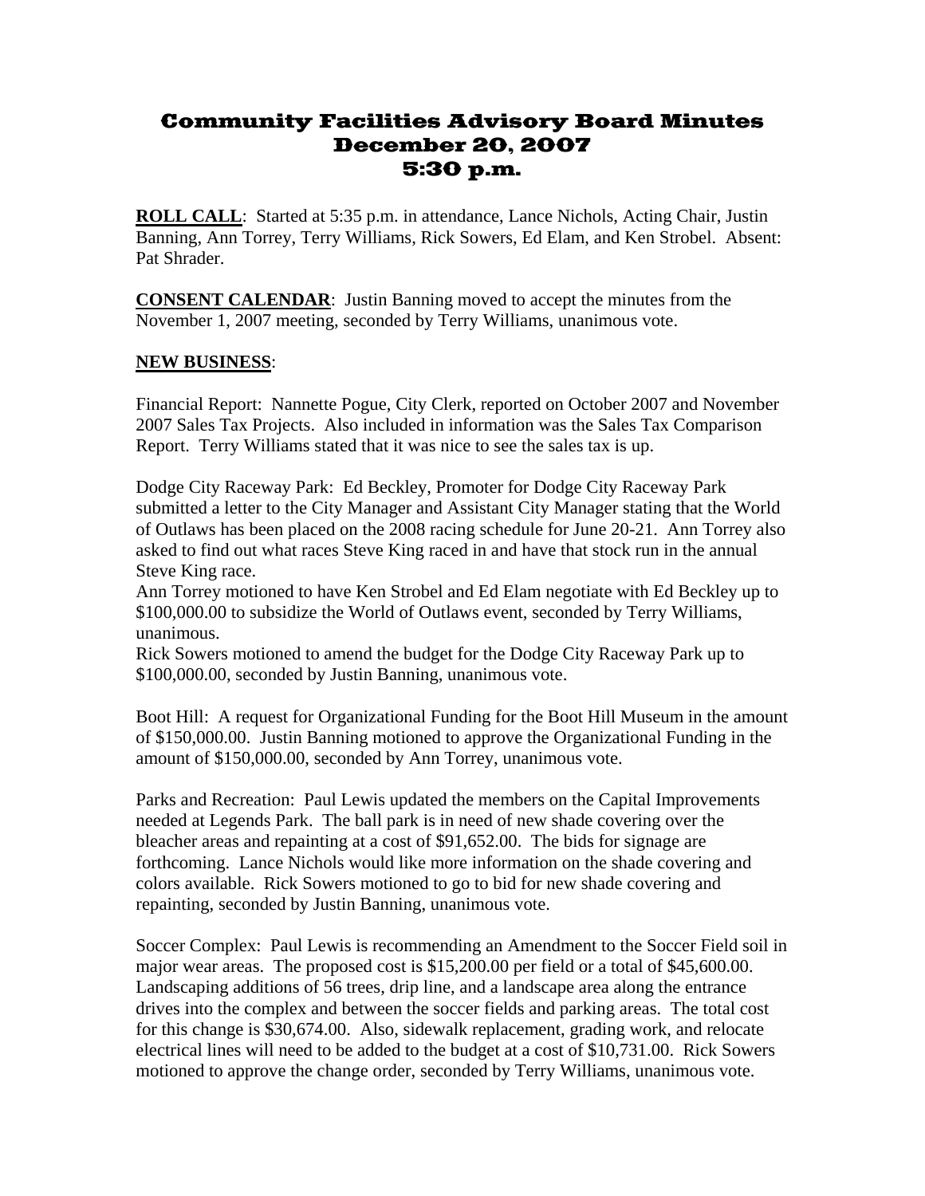# Community Facilities Advisory Board Minutes
# December 20, 2007
# 5:30 p.m.

**ROLL CALL**: Started at 5:35 p.m. in attendance, Lance Nichols, Acting Chair, Justin Banning, Ann Torrey, Terry Williams, Rick Sowers, Ed Elam, and Ken Strobel. Absent: Pat Shrader.

**CONSENT CALENDAR**: Justin Banning moved to accept the minutes from the November 1, 2007 meeting, seconded by Terry Williams, unanimous vote.

**NEW BUSINESS**:

Financial Report: Nannette Pogue, City Clerk, reported on October 2007 and November 2007 Sales Tax Projects. Also included in information was the Sales Tax Comparison Report. Terry Williams stated that it was nice to see the sales tax is up.

Dodge City Raceway Park: Ed Beckley, Promoter for Dodge City Raceway Park submitted a letter to the City Manager and Assistant City Manager stating that the World of Outlaws has been placed on the 2008 racing schedule for June 20-21. Ann Torrey also asked to find out what races Steve King raced in and have that stock run in the annual Steve King race.
Ann Torrey motioned to have Ken Strobel and Ed Elam negotiate with Ed Beckley up to $100,000.00 to subsidize the World of Outlaws event, seconded by Terry Williams, unanimous.
Rick Sowers motioned to amend the budget for the Dodge City Raceway Park up to $100,000.00, seconded by Justin Banning, unanimous vote.

Boot Hill: A request for Organizational Funding for the Boot Hill Museum in the amount of $150,000.00. Justin Banning motioned to approve the Organizational Funding in the amount of $150,000.00, seconded by Ann Torrey, unanimous vote.

Parks and Recreation: Paul Lewis updated the members on the Capital Improvements needed at Legends Park. The ball park is in need of new shade covering over the bleacher areas and repainting at a cost of $91,652.00. The bids for signage are forthcoming. Lance Nichols would like more information on the shade covering and colors available. Rick Sowers motioned to go to bid for new shade covering and repainting, seconded by Justin Banning, unanimous vote.

Soccer Complex: Paul Lewis is recommending an Amendment to the Soccer Field soil in major wear areas. The proposed cost is $15,200.00 per field or a total of $45,600.00. Landscaping additions of 56 trees, drip line, and a landscape area along the entrance drives into the complex and between the soccer fields and parking areas. The total cost for this change is $30,674.00. Also, sidewalk replacement, grading work, and relocate electrical lines will need to be added to the budget at a cost of $10,731.00. Rick Sowers motioned to approve the change order, seconded by Terry Williams, unanimous vote.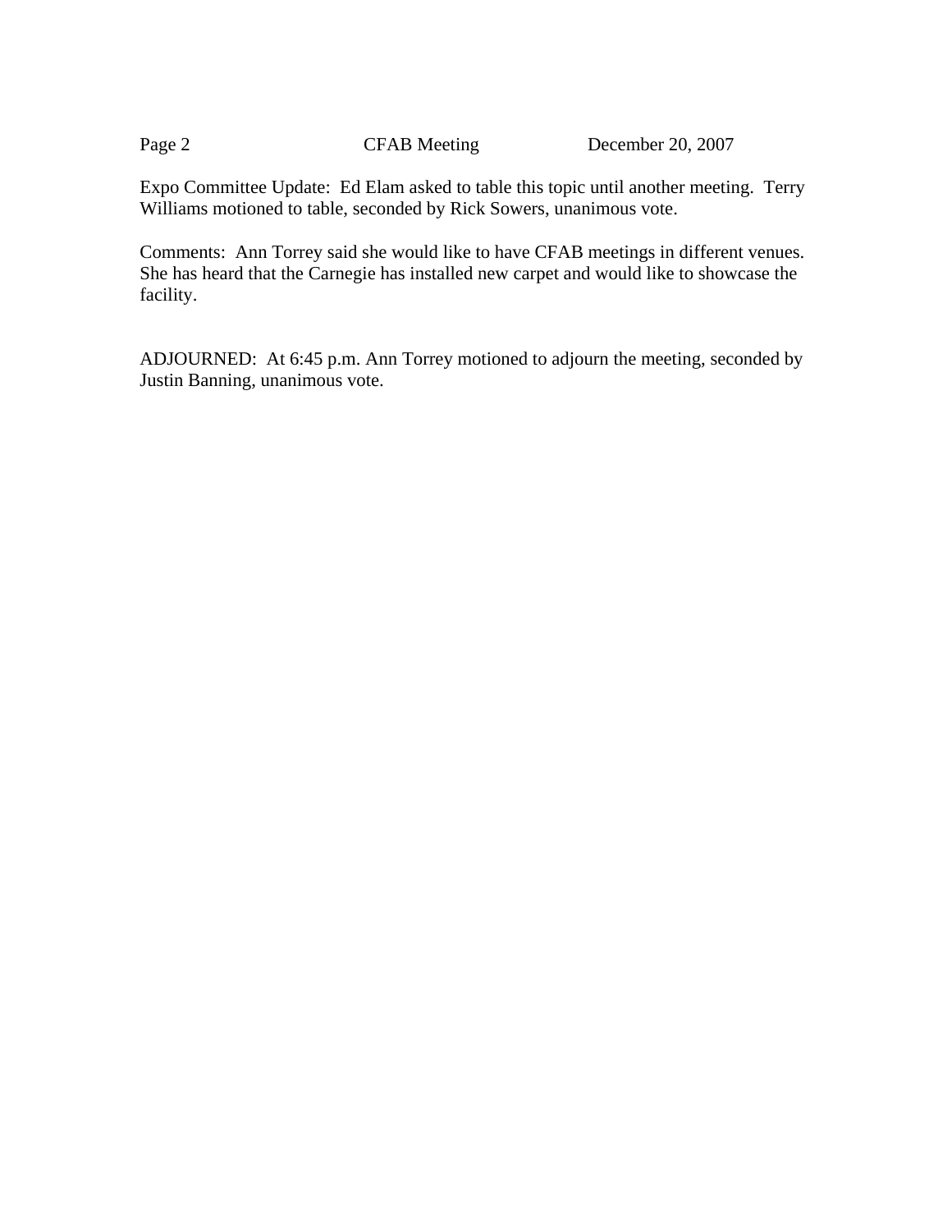Expo Committee Update:  Ed Elam asked to table this topic until another meeting.  Terry Williams motioned to table, seconded by Rick Sowers, unanimous vote.

Comments:  Ann Torrey said she would like to have CFAB meetings in different venues. She has heard that the Carnegie has installed new carpet and would like to showcase the facility.

ADJOURNED:  At 6:45 p.m. Ann Torrey motioned to adjourn the meeting, seconded by Justin Banning, unanimous vote.